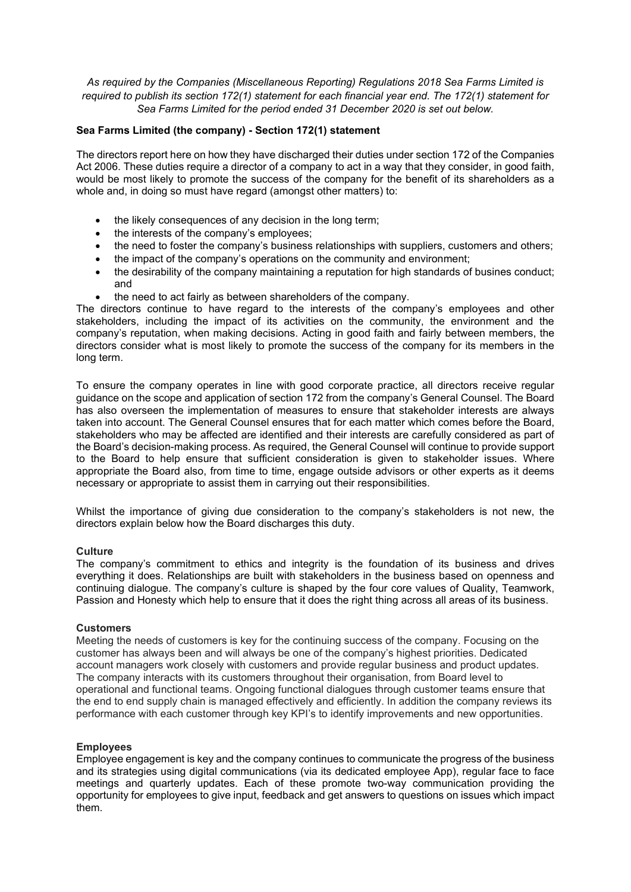*As required by the Companies (Miscellaneous Reporting) Regulations 2018 Sea Farms Limited is required to publish its section 172(1) statement for each financial year end. The 172(1) statement for Sea Farms Limited for the period ended 31 December 2020 is set out below.*

**Sea Farms Limited (the company) - Section 172(1) statement**

The directors report here on how they have discharged their duties under section 172 of the Companies Act 2006. These duties require a director of a company to act in a way that they consider, in good faith, would be most likely to promote the success of the company for the benefit of its shareholders as a whole and, in doing so must have regard (amongst other matters) to:

- the likely consequences of any decision in the long term;
- the interests of the company's employees;
- the need to foster the company's business relationships with suppliers, customers and others;
- the impact of the company's operations on the community and environment;
- the desirability of the company maintaining a reputation for high standards of busines conduct; and
- the need to act fairly as between shareholders of the company.

The directors continue to have regard to the interests of the company's employees and other stakeholders, including the impact of its activities on the community, the environment and the company's reputation, when making decisions. Acting in good faith and fairly between members, the directors consider what is most likely to promote the success of the company for its members in the long term.

To ensure the company operates in line with good corporate practice, all directors receive regular guidance on the scope and application of section 172 from the company's General Counsel. The Board has also overseen the implementation of measures to ensure that stakeholder interests are always taken into account. The General Counsel ensures that for each matter which comes before the Board, stakeholders who may be affected are identified and their interests are carefully considered as part of the Board's decision-making process. As required, the General Counsel will continue to provide support to the Board to help ensure that sufficient consideration is given to stakeholder issues. Where appropriate the Board also, from time to time, engage outside advisors or other experts as it deems necessary or appropriate to assist them in carrying out their responsibilities.

Whilst the importance of giving due consideration to the company's stakeholders is not new, the directors explain below how the Board discharges this duty.

**Culture**

The company's commitment to ethics and integrity is the foundation of its business and drives everything it does. Relationships are built with stakeholders in the business based on openness and continuing dialogue. The company's culture is shaped by the four core values of Quality, Teamwork, Passion and Honesty which help to ensure that it does the right thing across all areas of its business.

**Customers**

Meeting the needs of customers is key for the continuing success of the company. Focusing on the customer has always been and will always be one of the company's highest priorities. Dedicated account managers work closely with customers and provide regular business and product updates. The company interacts with its customers throughout their organisation, from Board level to operational and functional teams. Ongoing functional dialogues through customer teams ensure that the end to end supply chain is managed effectively and efficiently. In addition the company reviews its performance with each customer through key KPI's to identify improvements and new opportunities.

**Employees**

Employee engagement is key and the company continues to communicate the progress of the business and its strategies using digital communications (via its dedicated employee App), regular face to face meetings and quarterly updates. Each of these promote two-way communication providing the opportunity for employees to give input, feedback and get answers to questions on issues which impact them.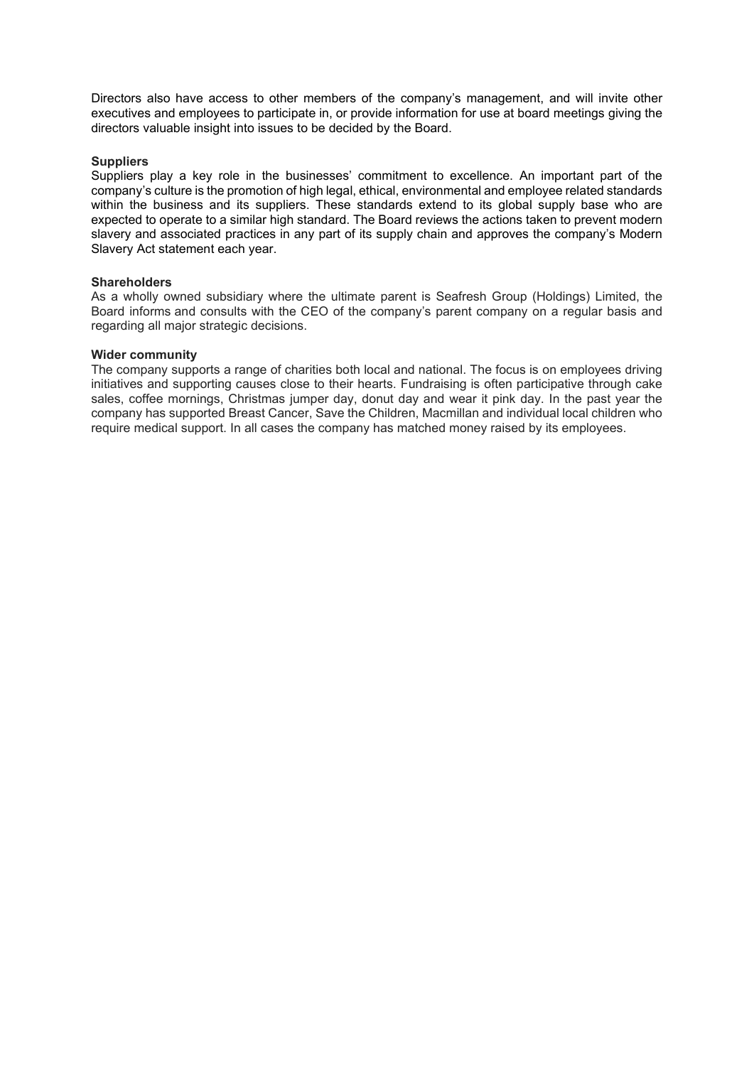Directors also have access to other members of the company's management, and will invite other executives and employees to participate in, or provide information for use at board meetings giving the directors valuable insight into issues to be decided by the Board.

**Suppliers**

Suppliers play a key role in the businesses' commitment to excellence. An important part of the company's culture is the promotion of high legal, ethical, environmental and employee related standards within the business and its suppliers. These standards extend to its global supply base who are expected to operate to a similar high standard. The Board reviews the actions taken to prevent modern slavery and associated practices in any part of its supply chain and approves the company's Modern Slavery Act statement each year.

**Shareholders**

As a wholly owned subsidiary where the ultimate parent is Seafresh Group (Holdings) Limited, the Board informs and consults with the CEO of the company's parent company on a regular basis and regarding all major strategic decisions.

**Wider community**

The company supports a range of charities both local and national. The focus is on employees driving initiatives and supporting causes close to their hearts. Fundraising is often participative through cake sales, coffee mornings, Christmas jumper day, donut day and wear it pink day. In the past year the company has supported Breast Cancer, Save the Children, Macmillan and individual local children who require medical support. In all cases the company has matched money raised by its employees.